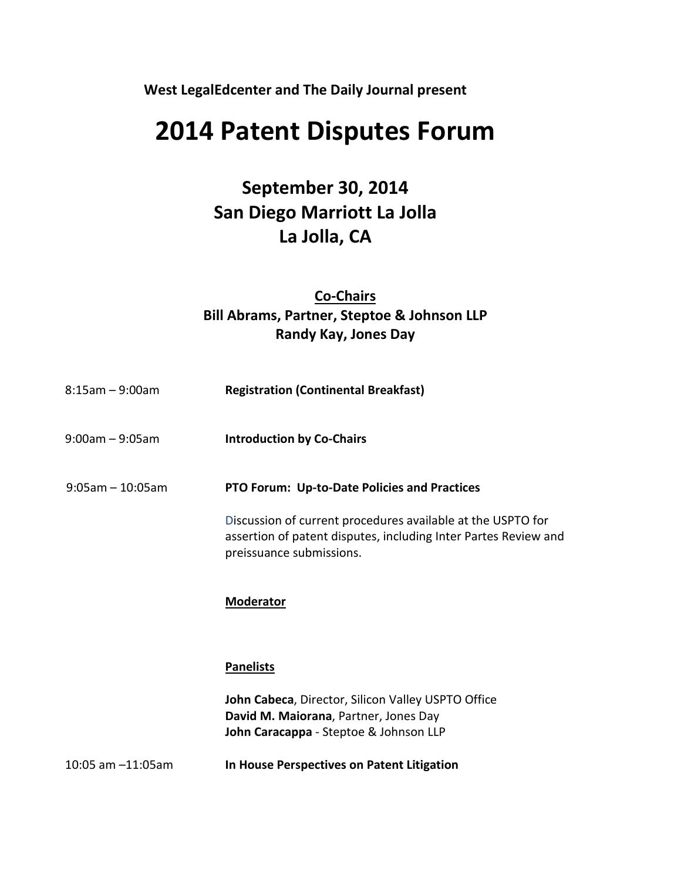**West LegalEdcenter and The Daily Journal present**

# 2014 Patent Disputes Forum

## September 30, 2014
## San Diego Marriott La Jolla
## La Jolla, CA

**Co-Chairs**

**Bill Abrams, Partner, Steptoe & Johnson LLP**
**Randy Kay, Jones Day**

8:15am – 9:00am **Registration (Continental Breakfast)**

9:00am – 9:05am **Introduction by Co-Chairs**

9:05am – 10:05am **PTO Forum: Up-to-Date Policies and Practices**

Discussion of current procedures available at the USPTO for assertion of patent disputes, including Inter Partes Review and preissuance submissions.

**Moderator**

**Panelists**

**John Cabeca**, Director, Silicon Valley USPTO Office
**David M. Maiorana**, Partner, Jones Day
**John Caracappa** - Steptoe & Johnson LLP

10:05 am –11:05am **In House Perspectives on Patent Litigation**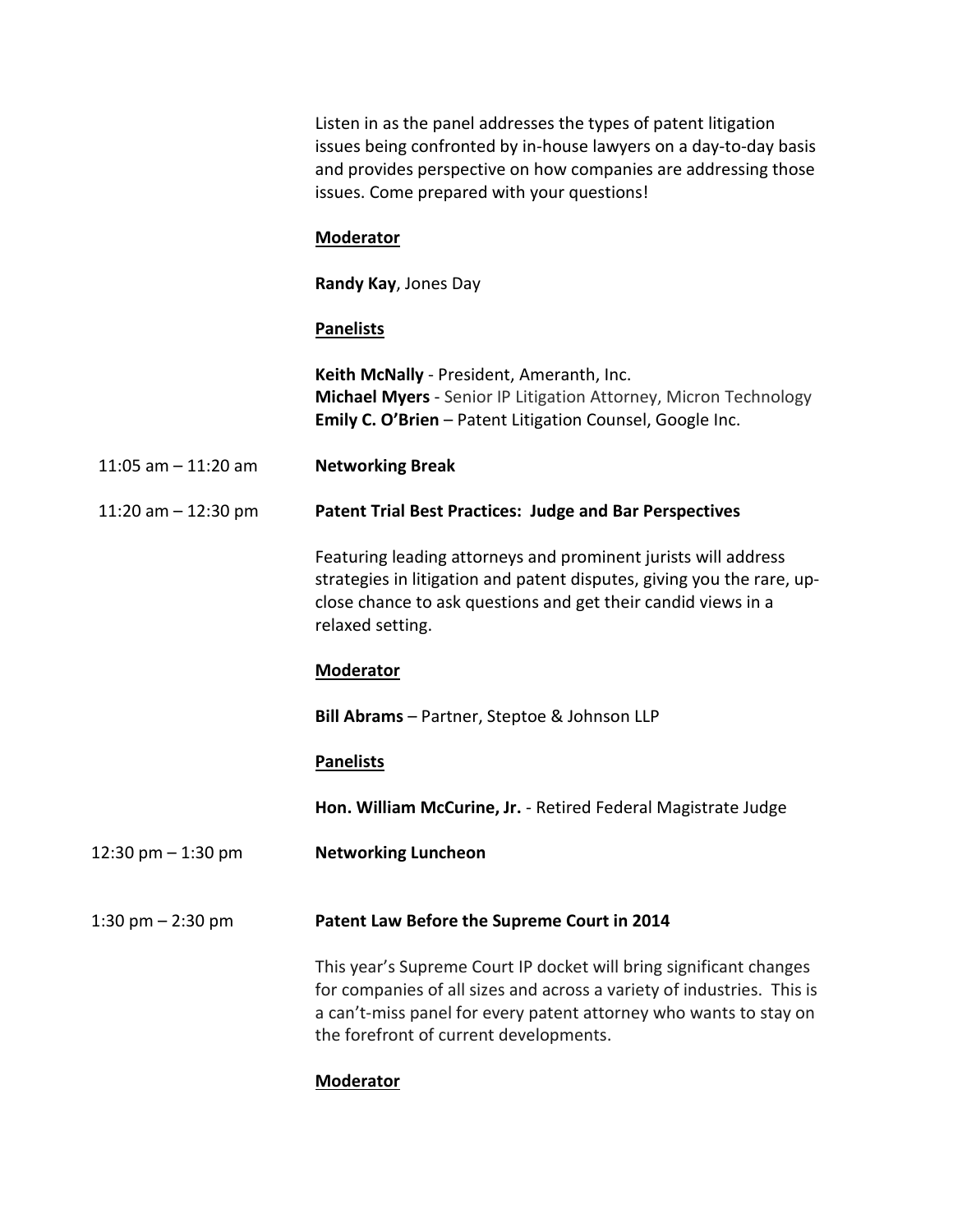Listen in as the panel addresses the types of patent litigation issues being confronted by in-house lawyers on a day-to-day basis and provides perspective on how companies are addressing those issues. Come prepared with your questions!

**Moderator**

**Randy Kay**, Jones Day

**Panelists**

**Keith McNally** - President, Ameranth, Inc.
**Michael Myers** - Senior IP Litigation Attorney, Micron Technology
**Emily C. O'Brien** – Patent Litigation Counsel, Google Inc.

11:05 am – 11:20 am **Networking Break**

11:20 am – 12:30 pm **Patent Trial Best Practices: Judge and Bar Perspectives**

Featuring leading attorneys and prominent jurists will address strategies in litigation and patent disputes, giving you the rare, up-close chance to ask questions and get their candid views in a relaxed setting.

**Moderator**

**Bill Abrams** – Partner, Steptoe & Johnson LLP

**Panelists**

**Hon. William McCurine, Jr.** - Retired Federal Magistrate Judge

12:30 pm – 1:30 pm **Networking Luncheon**

1:30 pm – 2:30 pm **Patent Law Before the Supreme Court in 2014**

This year's Supreme Court IP docket will bring significant changes for companies of all sizes and across a variety of industries. This is a can't-miss panel for every patent attorney who wants to stay on the forefront of current developments.

**Moderator**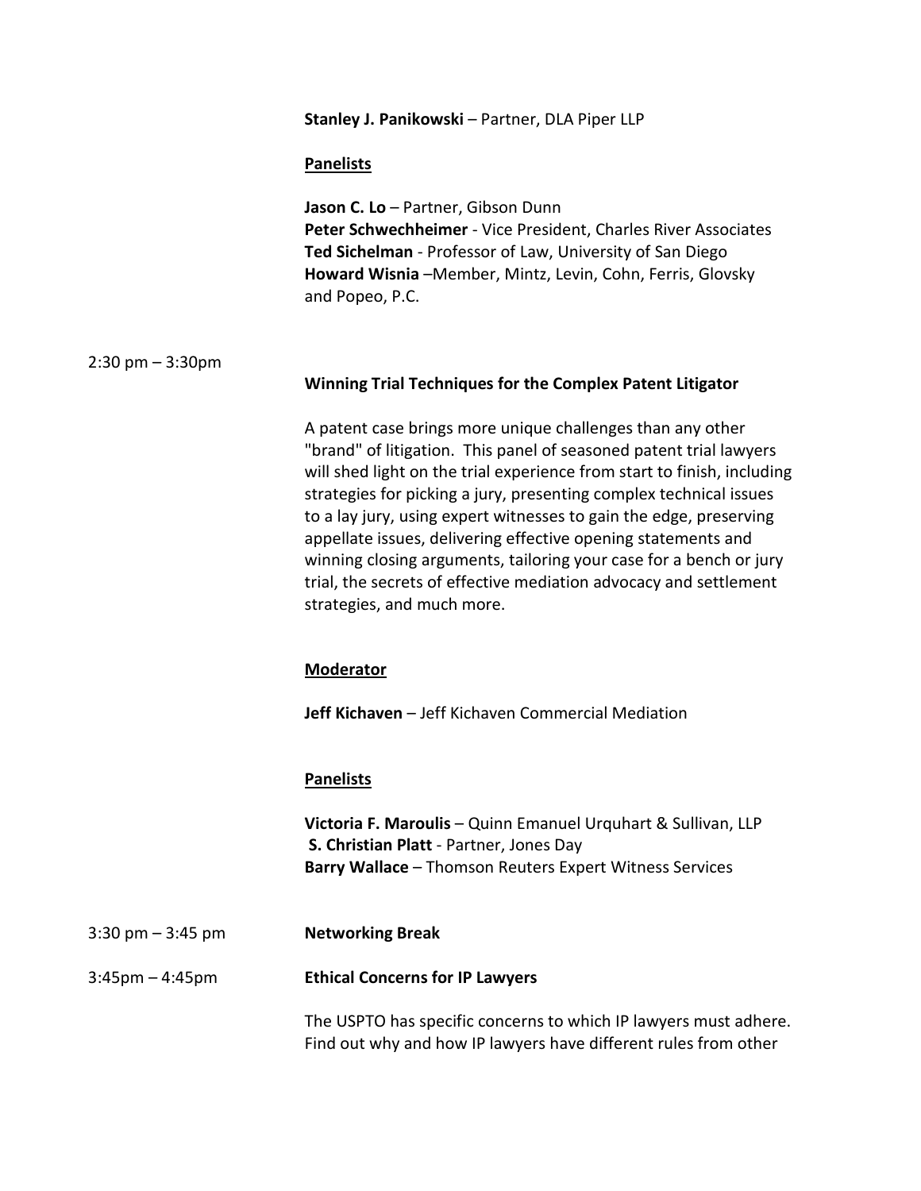**Stanley J. Panikowski** – Partner, DLA Piper LLP

**Panelists**

**Jason C. Lo** – Partner, Gibson Dunn
**Peter Schwechheimer** - Vice President, Charles River Associates
**Ted Sichelman** - Professor of Law, University of San Diego
**Howard Wisnia** –Member, Mintz, Levin, Cohn, Ferris, Glovsky and Popeo, P.C.

2:30 pm – 3:30pm

**Winning Trial Techniques for the Complex Patent Litigator**

A patent case brings more unique challenges than any other "brand" of litigation. This panel of seasoned patent trial lawyers will shed light on the trial experience from start to finish, including strategies for picking a jury, presenting complex technical issues to a lay jury, using expert witnesses to gain the edge, preserving appellate issues, delivering effective opening statements and winning closing arguments, tailoring your case for a bench or jury trial, the secrets of effective mediation advocacy and settlement strategies, and much more.

**Moderator**

**Jeff Kichaven** – Jeff Kichaven Commercial Mediation

**Panelists**

**Victoria F. Maroulis** – Quinn Emanuel Urquhart & Sullivan, LLP
**S. Christian Platt** - Partner, Jones Day
**Barry Wallace** – Thomson Reuters Expert Witness Services

3:30 pm – 3:45 pm **Networking Break**

3:45pm – 4:45pm **Ethical Concerns for IP Lawyers**

The USPTO has specific concerns to which IP lawyers must adhere. Find out why and how IP lawyers have different rules from other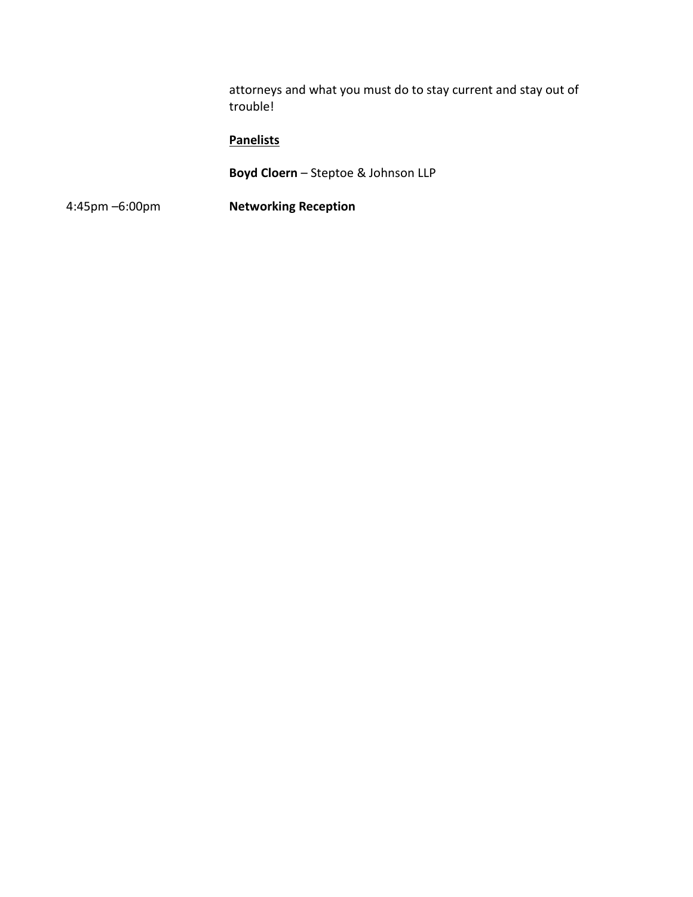attorneys and what you must do to stay current and stay out of trouble!

**Panelists**

**Boyd Cloern** – Steptoe & Johnson LLP

4:45pm –6:00pm **Networking Reception**